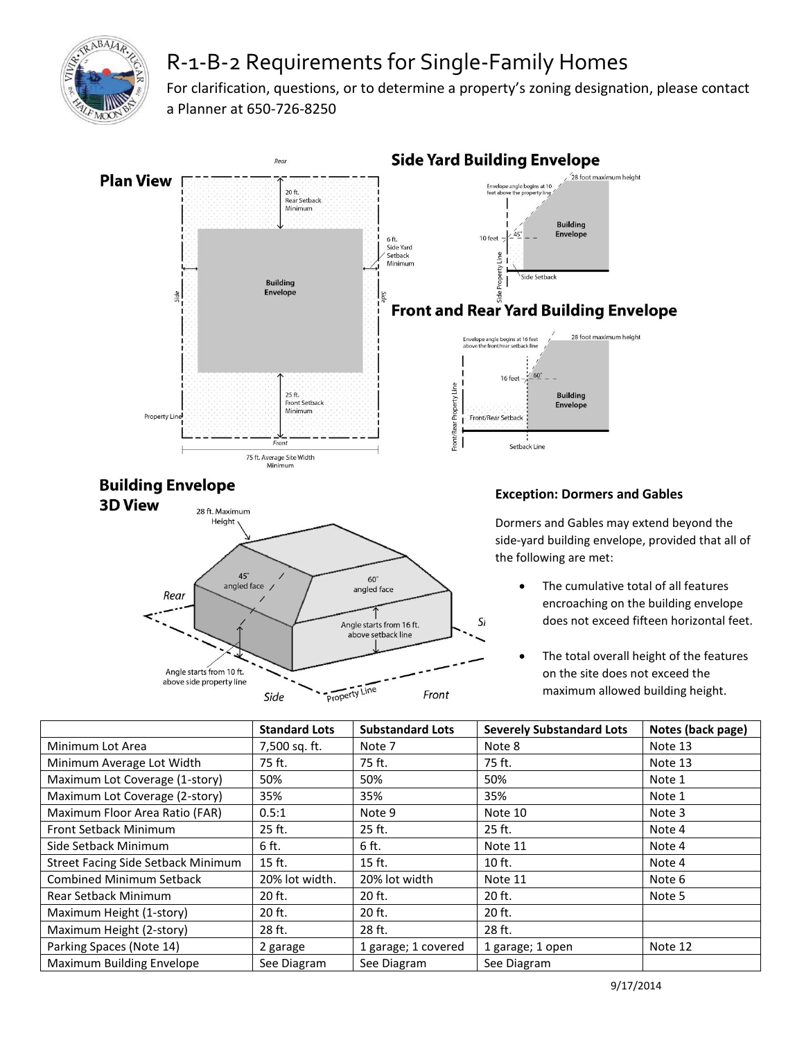# R-1-B-2 Requirements for Single-Family Homes

For clarification, questions, or to determine a property's zoning designation, please contact a Planner at 650-726-8250

## Plan View

Rear

20 ft. Rear Setback Minimum

6 ft. Side Yard Setback Minimum

Building Envelope

Side

Side

25 ft. Front Setback Minimum

Property Line

Front

75 ft. Average Site Width Minimum

## Side Yard Building Envelope

28 foot maximum height

Envelope angle begins at 10 feet above the property line

10 feet

45°

Building Envelope

Side Property Line

Side Setback

## Front and Rear Yard Building Envelope

Envelope angle begins at 16 feet above the front/rear setback line

28 foot maximum height

16 feet

60°

Building Envelope

Front/Rear Property Line

Front/Rear Setback

Setback Line

## Building Envelope 3D View

28 ft. Maximum Height

45° angled face

60° angled face

Rear

Angle starts from 16 ft. above setback line

Angle starts from 10 ft. above side property line

Side

Property Line

Front

### Exception: Dormers and Gables

Dormers and Gables may extend beyond the side-yard building envelope, provided that all of the following are met:

- The cumulative total of all features encroaching on the building envelope does not exceed fifteen horizontal feet.
- The total overall height of the features on the site does not exceed the maximum allowed building height.

| | Standard Lots | Substandard Lots | Severely Substandard Lots | Notes (back page) |
|---|---|---|---|---|
| Minimum Lot Area | 7,500 sq. ft. | Note 7 | Note 8 | Note 13 |
| Minimum Average Lot Width | 75 ft. | 75 ft. | 75 ft. | Note 13 |
| Maximum Lot Coverage (1-story) | 50% | 50% | 50% | Note 1 |
| Maximum Lot Coverage (2-story) | 35% | 35% | 35% | Note 1 |
| Maximum Floor Area Ratio (FAR) | 0.5:1 | Note 9 | Note 10 | Note 3 |
| Front Setback Minimum | 25 ft. | 25 ft. | 25 ft. | Note 4 |
| Side Setback Minimum | 6 ft. | 6 ft. | Note 11 | Note 4 |
| Street Facing Side Setback Minimum | 15 ft. | 15 ft. | 10 ft. | Note 4 |
| Combined Minimum Setback | 20% lot width. | 20% lot width | Note 11 | Note 6 |
| Rear Setback Minimum | 20 ft. | 20 ft. | 20 ft. | Note 5 |
| Maximum Height (1-story) | 20 ft. | 20 ft. | 20 ft. | |
| Maximum Height (2-story) | 28 ft. | 28 ft. | 28 ft. | |
| Parking Spaces (Note 14) | 2 garage | 1 garage; 1 covered | 1 garage; 1 open | Note 12 |
| Maximum Building Envelope | See Diagram | See Diagram | See Diagram | |

9/17/2014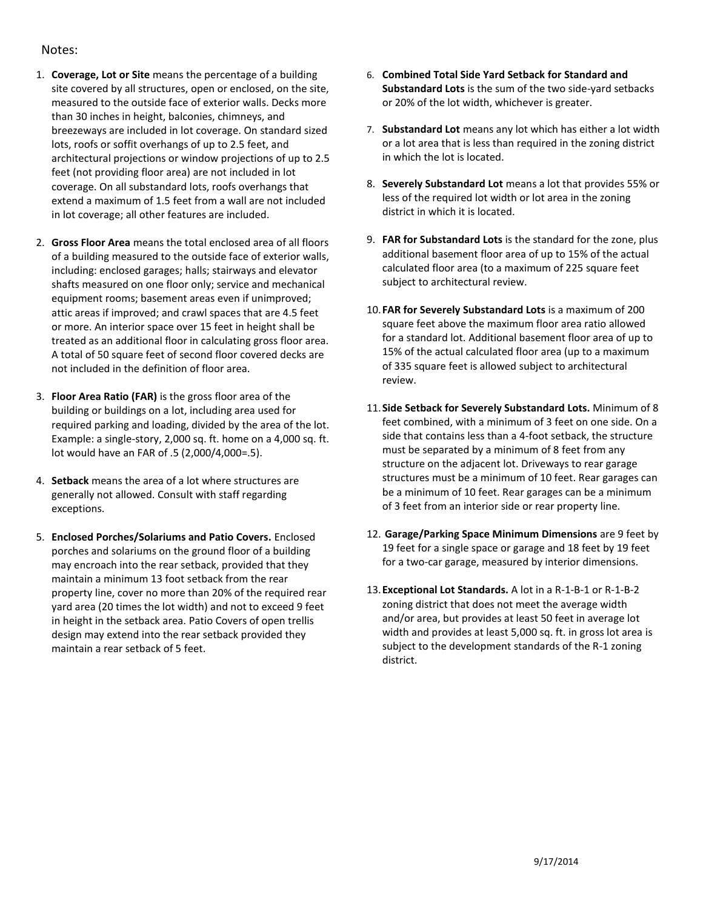Notes:

1. **Coverage, Lot or Site** means the percentage of a building site covered by all structures, open or enclosed, on the site, measured to the outside face of exterior walls. Decks more than 30 inches in height, balconies, chimneys, and breezeways are included in lot coverage. On standard sized lots, roofs or soffit overhangs of up to 2.5 feet, and architectural projections or window projections of up to 2.5 feet (not providing floor area) are not included in lot coverage. On all substandard lots, roofs overhangs that extend a maximum of 1.5 feet from a wall are not included in lot coverage; all other features are included.

2. **Gross Floor Area** means the total enclosed area of all floors of a building measured to the outside face of exterior walls, including: enclosed garages; halls; stairways and elevator shafts measured on one floor only; service and mechanical equipment rooms; basement areas even if unimproved; attic areas if improved; and crawl spaces that are 4.5 feet or more. An interior space over 15 feet in height shall be treated as an additional floor in calculating gross floor area. A total of 50 square feet of second floor covered decks are not included in the definition of floor area.

3. **Floor Area Ratio (FAR)** is the gross floor area of the building or buildings on a lot, including area used for required parking and loading, divided by the area of the lot. Example: a single-story, 2,000 sq. ft. home on a 4,000 sq. ft. lot would have an FAR of .5 (2,000/4,000=.5).

4. **Setback** means the area of a lot where structures are generally not allowed. Consult with staff regarding exceptions.

5. **Enclosed Porches/Solariums and Patio Covers.** Enclosed porches and solariums on the ground floor of a building may encroach into the rear setback, provided that they maintain a minimum 13 foot setback from the rear property line, cover no more than 20% of the required rear yard area (20 times the lot width) and not to exceed 9 feet in height in the setback area. Patio Covers of open trellis design may extend into the rear setback provided they maintain a rear setback of 5 feet.

6. **Combined Total Side Yard Setback for Standard and Substandard Lots** is the sum of the two side-yard setbacks or 20% of the lot width, whichever is greater.

7. **Substandard Lot** means any lot which has either a lot width or a lot area that is less than required in the zoning district in which the lot is located.

8. **Severely Substandard Lot** means a lot that provides 55% or less of the required lot width or lot area in the zoning district in which it is located.

9. **FAR for Substandard Lots** is the standard for the zone, plus additional basement floor area of up to 15% of the actual calculated floor area (to a maximum of 225 square feet subject to architectural review.

10. **FAR for Severely Substandard Lots** is a maximum of 200 square feet above the maximum floor area ratio allowed for a standard lot. Additional basement floor area of up to 15% of the actual calculated floor area (up to a maximum of 335 square feet is allowed subject to architectural review.

11. **Side Setback for Severely Substandard Lots.** Minimum of 8 feet combined, with a minimum of 3 feet on one side. On a side that contains less than a 4-foot setback, the structure must be separated by a minimum of 8 feet from any structure on the adjacent lot. Driveways to rear garage structures must be a minimum of 10 feet. Rear garages can be a minimum of 10 feet. Rear garages can be a minimum of 3 feet from an interior side or rear property line.

12. **Garage/Parking Space Minimum Dimensions** are 9 feet by 19 feet for a single space or garage and 18 feet by 19 feet for a two-car garage, measured by interior dimensions.

13. **Exceptional Lot Standards.** A lot in a R-1-B-1 or R-1-B-2 zoning district that does not meet the average width and/or area, but provides at least 50 feet in average lot width and provides at least 5,000 sq. ft. in gross lot area is subject to the development standards of the R-1 zoning district.

9/17/2014